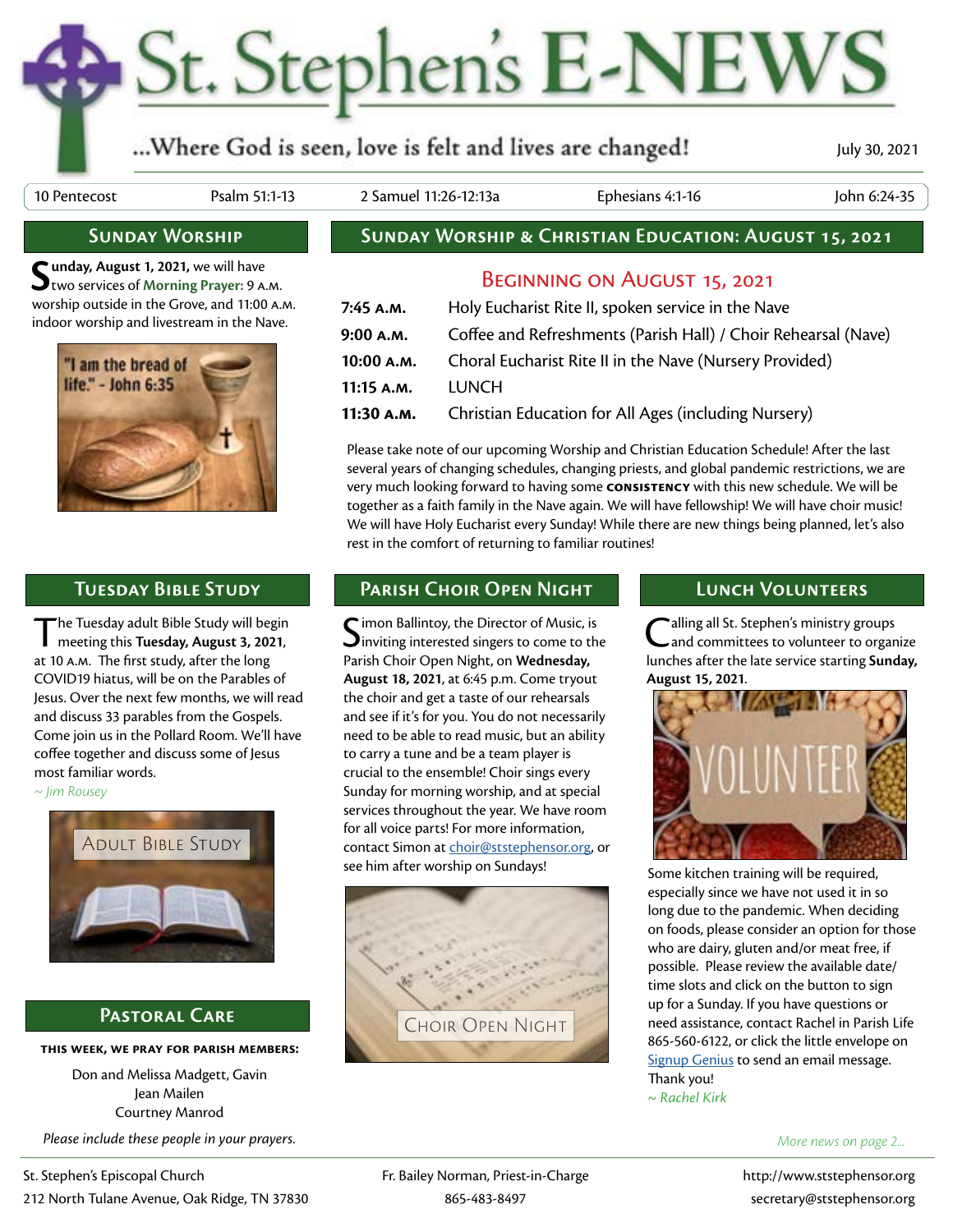# St. Stephen's E-NEWS

...Where God is seen, love is felt and lives are changed!

July 30, 2021

10 Pentecost | Psalm 51:1-13 | 2 Samuel 11:26-12:13a | Ephesians 4:1-16 | John 6:24-35

## Sunday Worship

**Sunday, August 1, 2021,** we will have two services of **Morning Prayer:** 9 A.M. worship outside in the Grove, and 11:00 A.M. indoor worship and livestream in the Nave.

"I am the bread of life." - John 6:35

## Sunday Worship & Christian Education: August 15, 2021

### Beginning on August 15, 2021

| | |
|---|---|
| **7:45 A.M.** | Holy Eucharist Rite II, spoken service in the Nave |
| **9:00 A.M.** | Coffee and Refreshments (Parish Hall) / Choir Rehearsal (Nave) |
| **10:00 A.M.** | Choral Eucharist Rite II in the Nave (Nursery Provided) |
| **11:15 A.M.** | LUNCH |
| **11:30 A.M.** | Christian Education for All Ages (including Nursery) |

Please take note of our upcoming Worship and Christian Education Schedule! After the last several years of changing schedules, changing priests, and global pandemic restrictions, we are very much looking forward to having some **CONSISTENCY** with this new schedule. We will be together as a faith family in the Nave again. We will have fellowship! We will have choir music! We will have Holy Eucharist every Sunday! While there are new things being planned, let's also rest in the comfort of returning to familiar routines!

## Tuesday Bible Study

The Tuesday adult Bible Study will begin meeting this **Tuesday, August 3, 2021**, at 10 A.M. The first study, after the long COVID19 hiatus, will be on the Parables of Jesus. Over the next few months, we will read and discuss 33 parables from the Gospels. Come join us in the Pollard Room. We'll have coffee together and discuss some of Jesus most familiar words.

*~ Jim Rousey*

Adult Bible Study

## Pastoral Care

**THIS WEEK, WE PRAY FOR PARISH MEMBERS:**

Don and Melissa Madgett, Gavin
Jean Mailen
Courtney Manrod

*Please include these people in your prayers.*

## Parish Choir Open Night

Simon Ballintoy, the Director of Music, is inviting interested singers to come to the Parish Choir Open Night, on **Wednesday, August 18, 2021**, at 6:45 p.m. Come tryout the choir and get a taste of our rehearsals and see if it's for you. You do not necessarily need to be able to read music, but an ability to carry a tune and be a team player is crucial to the ensemble! Choir sings every Sunday for morning worship, and at special services throughout the year. We have room for all voice parts! For more information, contact Simon at choir@ststephensor.org, or see him after worship on Sundays!

Choir Open Night

## Lunch Volunteers

Calling all St. Stephen's ministry groups and committees to volunteer to organize lunches after the late service starting **Sunday, August 15, 2021**.

Some kitchen training will be required, especially since we have not used it in so long due to the pandemic. When deciding on foods, please consider an option for those who are dairy, gluten and/or meat free, if possible. Please review the available date/time slots and click on the button to sign up for a Sunday. If you have questions or need assistance, contact Rachel in Parish Life 865-560-6122, or click the little envelope on Signup Genius to send an email message. Thank you!

*~ Rachel Kirk*

*More news on page 2...*

St. Stephen's Episcopal Church
212 North Tulane Avenue, Oak Ridge, TN 37830

Fr. Bailey Norman, Priest-in-Charge
865-483-8497

http://www.ststephensor.org
secretary@ststephensor.org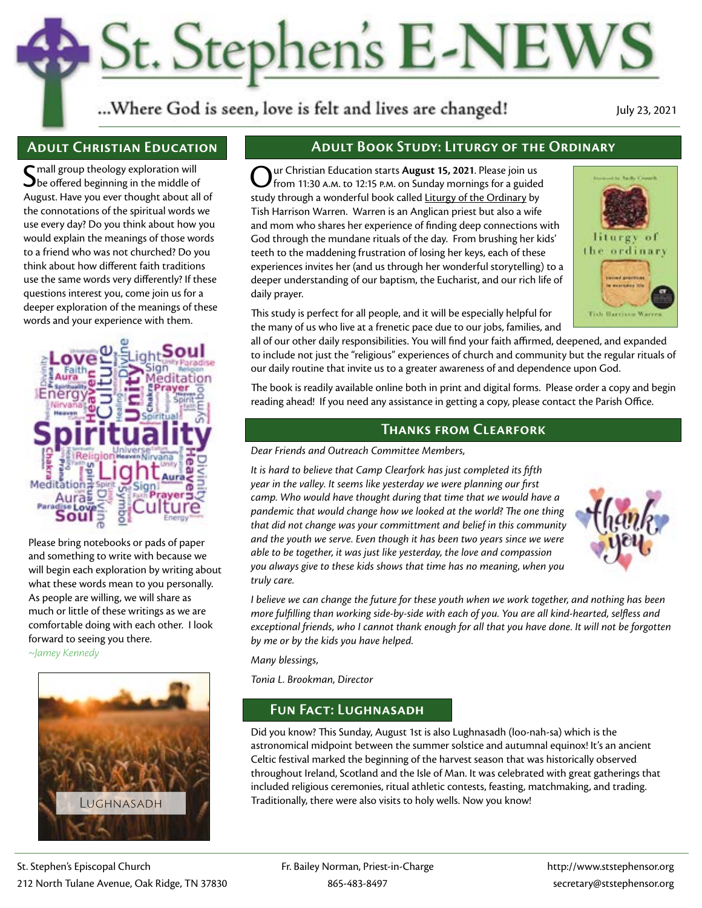# St. Stephen's E-NEWS

...Where God is seen, love is felt and lives are changed!

July 23, 2021

## Adult Christian Education

Small group theology exploration will be offered beginning in the middle of August. Have you ever thought about all of the connotations of the spiritual words we use every day? Do you think about how you would explain the meanings of those words to a friend who was not churched? Do you think about how different faith traditions use the same words very differently? If these questions interest you, come join us for a deeper exploration of the meanings of these words and your experience with them.

Please bring notebooks or pads of paper and something to write with because we will begin each exploration by writing about what these words mean to you personally. As people are willing, we will share as much or little of these writings as we are comfortable doing with each other. I look forward to seeing you there.

*~Jamey Kennedy*

Lughnasadh

## Adult Book Study: Liturgy of the Ordinary

Our Christian Education starts **August 15, 2021**. Please join us from 11:30 A.M. to 12:15 P.M. on Sunday mornings for a guided study through a wonderful book called Liturgy of the Ordinary by Tish Harrison Warren. Warren is an Anglican priest but also a wife and mom who shares her experience of finding deep connections with God through the mundane rituals of the day. From brushing her kids' teeth to the maddening frustration of losing her keys, each of these experiences invites her (and us through her wonderful storytelling) to a deeper understanding of our baptism, the Eucharist, and our rich life of daily prayer.

This study is perfect for all people, and it will be especially helpful for the many of us who live at a frenetic pace due to our jobs, families, and all of our other daily responsibilities. You will find your faith affirmed, deepened, and expanded to include not just the "religious" experiences of church and community but the regular rituals of our daily routine that invite us to a greater awareness of and dependence upon God.

The book is readily available online both in print and digital forms. Please order a copy and begin reading ahead! If you need any assistance in getting a copy, please contact the Parish Office.

## Thanks from Clearfork

*Dear Friends and Outreach Committee Members,*

*It is hard to believe that Camp Clearfork has just completed its fifth year in the valley. It seems like yesterday we were planning our first camp. Who would have thought during that time that we would have a pandemic that would change how we looked at the world? The one thing that did not change was your committment and belief in this community and the youth we serve. Even though it has been two years since we were able to be together, it was just like yesterday, the love and compassion you always give to these kids shows that time has no meaning, when you truly care.*

*I believe we can change the future for these youth when we work together, and nothing has been more fulfilling than working side-by-side with each of you. You are all kind-hearted, selfless and exceptional friends, who I cannot thank enough for all that you have done. It will not be forgotten by me or by the kids you have helped.*

*Many blessings,*

*Tonia L. Brookman, Director*

## Fun Fact: Lughnasadh

Did you know? This Sunday, August 1st is also Lughnasadh (loo-nah-sa) which is the astronomical midpoint between the summer solstice and autumnal equinox! It's an ancient Celtic festival marked the beginning of the harvest season that was historically observed throughout Ireland, Scotland and the Isle of Man. It was celebrated with great gatherings that included religious ceremonies, ritual athletic contests, feasting, matchmaking, and trading. Traditionally, there were also visits to holy wells. Now you know!

St. Stephen's Episcopal Church
212 North Tulane Avenue, Oak Ridge, TN 37830

Fr. Bailey Norman, Priest-in-Charge
865-483-8497

http://www.ststephensor.org
secretary@ststephensor.org